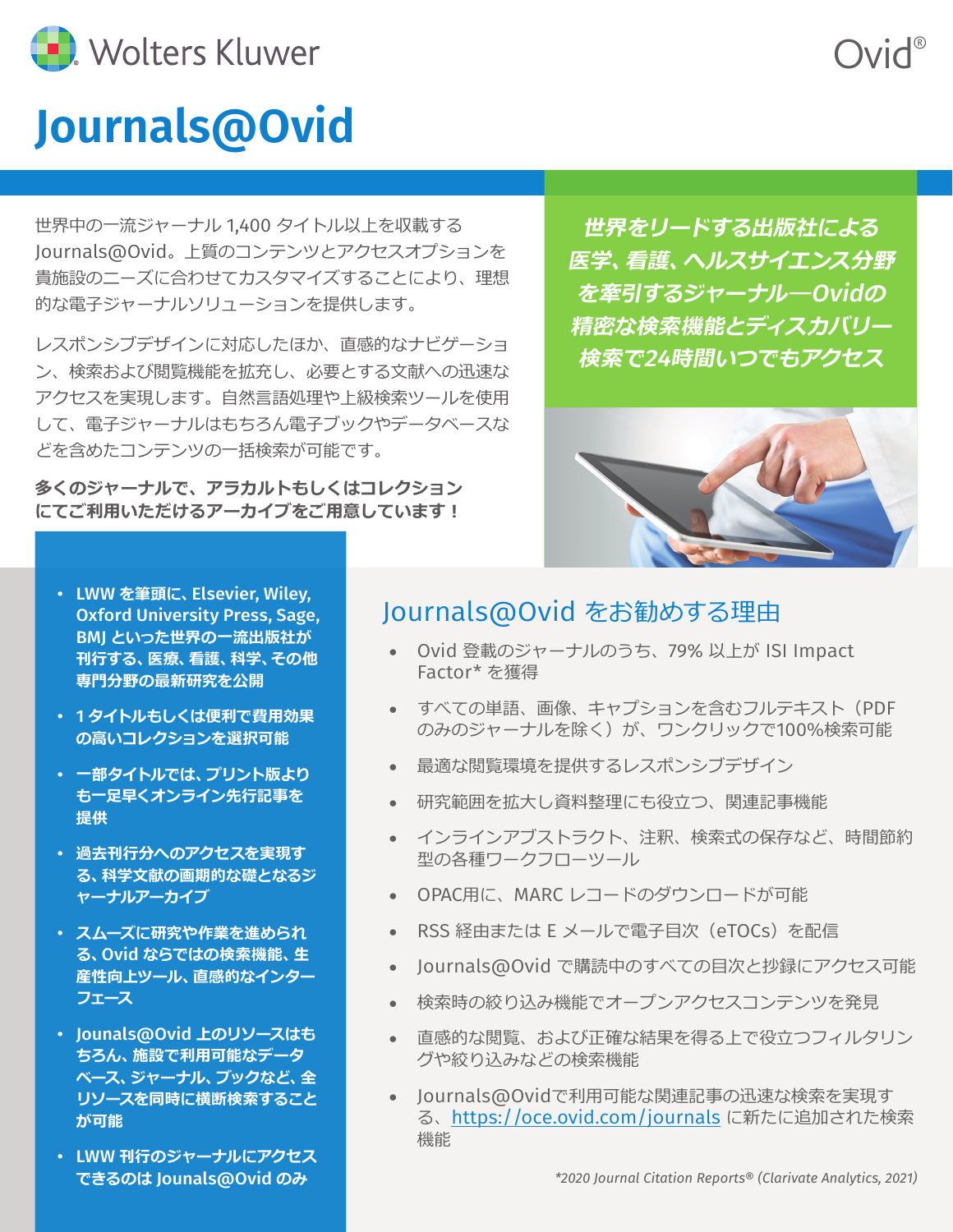Wolters Kluwer

Ovid®

# Journals@Ovid

世界中の一流ジャーナル 1,400 タイトル以上を収載する Journals@Ovid。上質のコンテンツとアクセスオプションを貴施設のニーズに合わせてカスタマイズすることにより、理想的な電子ジャーナルソリューションを提供します。

レスポンシブデザインに対応したほか、直感的なナビゲーション、検索および閲覧機能を拡充し、必要とする文献への迅速なアクセスを実現します。自然言語処理や上級検索ツールを使用して、電子ジャーナルはもちろん電子ブックやデータベースなどを含めたコンテンツの一括検索が可能です。

**多くのジャーナルで、アラカルトもしくはコレクションにてご利用いただけるアーカイブをご用意しています！**

***世界をリードする出版社による医学、看護、ヘルスサイエンス分野を牽引するジャーナル—Ovidの精密な検索機能とディスカバリー検索で24時間いつでもアクセス***

- **LWW を筆頭に、Elsevier, Wiley, Oxford University Press, Sage, BMJ といった世界の一流出版社が刊行する、医療、看護、科学、その他専門分野の最新研究を公開**
- **1 タイトルもしくは便利で費用効果の高いコレクションを選択可能**
- **一部タイトルでは、プリント版よりも一足早くオンライン先行記事を提供**
- **過去刊行分へのアクセスを実現する、科学文献の画期的な礎となるジャーナルアーカイブ**
- **スムーズに研究や作業を進められる、Ovid ならではの検索機能、生産性向上ツール、直感的なインターフェース**
- **Jounals@Ovid 上のリソースはもちろん、施設で利用可能なデータベース、ジャーナル、ブックなど、全リソースを同時に横断検索することが可能**
- **LWW 刊行のジャーナルにアクセスできるのは Jounals@Ovid のみ**

## Journals@Ovid をお勧めする理由

- Ovid 登載のジャーナルのうち、79% 以上が ISI Impact Factor* を獲得
- すべての単語、画像、キャプションを含むフルテキスト（PDF のみのジャーナルを除く）が、ワンクリックで100%検索可能
- 最適な閲覧環境を提供するレスポンシブデザイン
- 研究範囲を拡大し資料整理にも役立つ、関連記事機能
- インラインアブストラクト、注釈、検索式の保存など、時間節約型の各種ワークフローツール
- OPAC用に、MARC レコードのダウンロードが可能
- RSS 経由または E メールで電子目次（eTOCs）を配信
- Journals@Ovid で購読中のすべての目次と抄録にアクセス可能
- 検索時の絞り込み機能でオープンアクセスコンテンツを発見
- 直感的な閲覧、および正確な結果を得る上で役立つフィルタリングや絞り込みなどの検索機能
- Journals@Ovidで利用可能な関連記事の迅速な検索を実現する、https://oce.ovid.com/journals に新たに追加された検索機能

*\*2020 Journal Citation Reports® (Clarivate Analytics, 2021)*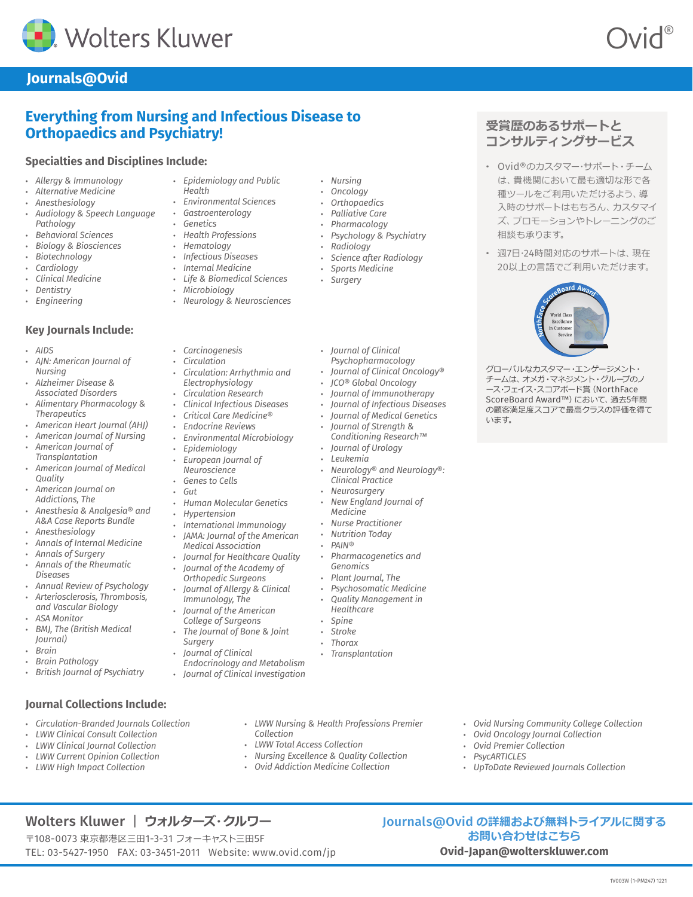Wolters Kluwer

Ovid®

## Journals@Ovid

# Everything from Nursing and Infectious Disease to Orthopaedics and Psychiatry!

### Specialties and Disciplines Include:

- *Allergy & Immunology*
- *Alternative Medicine*
- *Anesthesiology*
- *Audiology & Speech Language Pathology*
- *Behavioral Sciences*
- *Biology & Biosciences*
- *Biotechnology*
- *Cardiology*
- *Clinical Medicine*
- *Dentistry*
- *Engineering*
- *Epidemiology and Public Health*
- *Environmental Sciences*
- *Gastroenterology*
- *Genetics*
- *Health Professions*
- *Hematology*
- *Infectious Diseases*
- *Internal Medicine*
- *Life & Biomedical Sciences*
- *Microbiology*
- *Neurology & Neurosciences*
- *Nursing*
- *Oncology*
- *Orthopaedics*
- *Palliative Care*
- *Pharmacology*
- *Psychology & Psychiatry*
- *Radiology*
- *Science after Radiology*
- *Sports Medicine*
- *Surgery*

### Key Journals Include:

- *AIDS*
- *AJN: American Journal of Nursing*
- *Alzheimer Disease & Associated Disorders*
- *Alimentary Pharmacology & Therapeutics*
- *American Heart Journal (AHJ)*
- *American Journal of Nursing*
- *American Journal of Transplantation*
- *American Journal of Medical Quality*
- *American Journal on Addictions, The*
- *Anesthesia & Analgesia® and A&A Case Reports Bundle*
- *Anesthesiology*
- *Annals of Internal Medicine*
- *Annals of Surgery*
- *Annals of the Rheumatic Diseases*
- *Annual Review of Psychology*
- *Arteriosclerosis, Thrombosis, and Vascular Biology*
- *ASA Monitor*
- *BMJ, The (British Medical Journal)*
- *Brain*
- *Brain Pathology*
- *British Journal of Psychiatry*
- *Carcinogenesis*
- *Circulation*
- *Circulation: Arrhythmia and Electrophysiology*
- *Circulation Research*
- *Clinical Infectious Diseases*
- *Critical Care Medicine®*
- *Endocrine Reviews*
- *Environmental Microbiology*
- *Epidemiology*
- *European Journal of Neuroscience*
- *Genes to Cells*
- *Gut*
- *Human Molecular Genetics*
- *Hypertension*
- *International Immunology*
- *JAMA: Journal of the American Medical Association*
- *Journal for Healthcare Quality*
- *Journal of the Academy of Orthopedic Surgeons*
- *Journal of Allergy & Clinical Immunology, The*
- *Journal of the American College of Surgeons*
- *The Journal of Bone & Joint Surgery*
- *Journal of Clinical Endocrinology and Metabolism*
- *Journal of Clinical Investigation*
- *Journal of Clinical Psychopharmacology*
- *Journal of Clinical Oncology®*
- *JCO® Global Oncology*
- *Journal of Immunotherapy*
- *Journal of Infectious Diseases*
- *Journal of Medical Genetics*
- *Journal of Strength & Conditioning Research™*
- *Journal of Urology*
- *Leukemia*
- *Neurology® and Neurology®: Clinical Practice*
- *Neurosurgery*
- *New England Journal of Medicine*
- *Nurse Practitioner*
- *Nutrition Today*
- *PAIN®*
- *Pharmacogenetics and Genomics*
- *Plant Journal, The*
- *Psychosomatic Medicine*
- *Quality Management in Healthcare*
- *Spine*
- *Stroke*
- *Thorax*
- *Transplantation*

### Journal Collections Include:

- *Circulation-Branded Journals Collection*
- *LWW Clinical Consult Collection*
- *LWW Clinical Journal Collection*
- *LWW Current Opinion Collection*
- *LWW High Impact Collection*
- *LWW Nursing & Health Professions Premier Collection*
- *LWW Total Access Collection*
- *Nursing Excellence & Quality Collection*
- *Ovid Addiction Medicine Collection*
- *Ovid Nursing Community College Collection*
- *Ovid Oncology Journal Collection*
- *Ovid Premier Collection*
- *PsycARTICLES*
- *UpToDate Reviewed Journals Collection*

### 受賞歴のあるサポートとコンサルティングサービス

- Ovid®のカスタマー・サポート・チームは、貴機関において最も適切な形で各種ツールをご利用いただけるよう、導入時のサポートはもちろん、カスタマイズ、プロモーションやトレーニングのご相談も承ります。
- 週7日・24時間対応のサポートは、現在20以上の言語でご利用いただけます。

NorthFace ScoreBoard Award
World Class Excellence in Customer Service

グローバルなカスタマー・エンゲージメント・チームは、オメガ・マネジメント・グループのノース・フェイス・スコアボード賞 (NorthFace ScoreBoard Award™) において、過去5年間の顧客満足度スコアで最高クラスの評価を得ています。

**Wolters Kluwer | ウォルターズ・クルワー**

〒108-0073 東京都港区三田1-3-31 フォーキャスト三田5F
TEL: 03-5427-1950 FAX: 03-3451-2011 Website: www.ovid.com/jp

**Journals@Ovid の詳細および無料トライアルに関するお問い合わせはこちら**
**Ovid-Japan@wolterskluwer.com**

1V003W (1-PM247) 1221